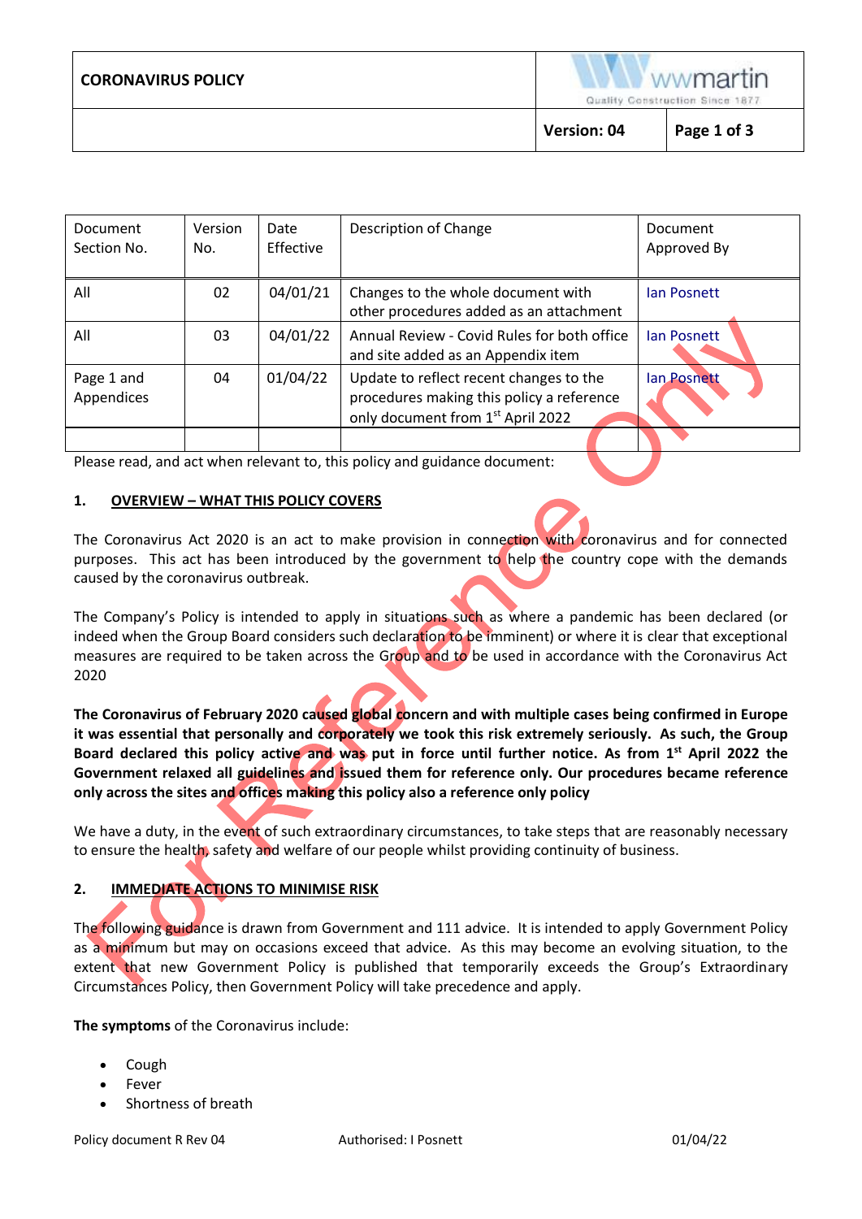**CORONAVIRUS POLICY**

| Document Section No. | Version No. | Date Effective | Description of Change | Document Approved By |
|---|---|---|---|---|
| All | 02 | 04/01/21 | Changes to the whole document with other procedures added as an attachment | Ian Posnett |
| All | 03 | 04/01/22 | Annual Review - Covid Rules for both office and site added as an Appendix item | Ian Posnett |
| Page 1 and Appendices | 04 | 01/04/22 | Update to reflect recent changes to the procedures making this policy a reference only document from 1st April 2022 | Ian Posnett |
| | | | | |

Please read, and act when relevant to, this policy and guidance document:

## 1. OVERVIEW – WHAT THIS POLICY COVERS

The Coronavirus Act 2020 is an act to make provision in connection with coronavirus and for connected purposes. This act has been introduced by the government to help the country cope with the demands caused by the coronavirus outbreak.

The Company's Policy is intended to apply in situations such as where a pandemic has been declared (or indeed when the Group Board considers such declaration to be imminent) or where it is clear that exceptional measures are required to be taken across the Group and to be used in accordance with the Coronavirus Act 2020

**The Coronavirus of February 2020 caused global concern and with multiple cases being confirmed in Europe it was essential that personally and corporately we took this risk extremely seriously. As such, the Group Board declared this policy active and was put in force until further notice. As from 1st April 2022 the Government relaxed all guidelines and issued them for reference only. Our procedures became reference only across the sites and offices making this policy also a reference only policy**

We have a duty, in the event of such extraordinary circumstances, to take steps that are reasonably necessary to ensure the health, safety and welfare of our people whilst providing continuity of business.

## 2. IMMEDIATE ACTIONS TO MINIMISE RISK

The following guidance is drawn from Government and 111 advice. It is intended to apply Government Policy as a minimum but may on occasions exceed that advice. As this may become an evolving situation, to the extent that new Government Policy is published that temporarily exceeds the Group's Extraordinary Circumstances Policy, then Government Policy will take precedence and apply.

**The symptoms** of the Coronavirus include:

- Cough
- Fever
- Shortness of breath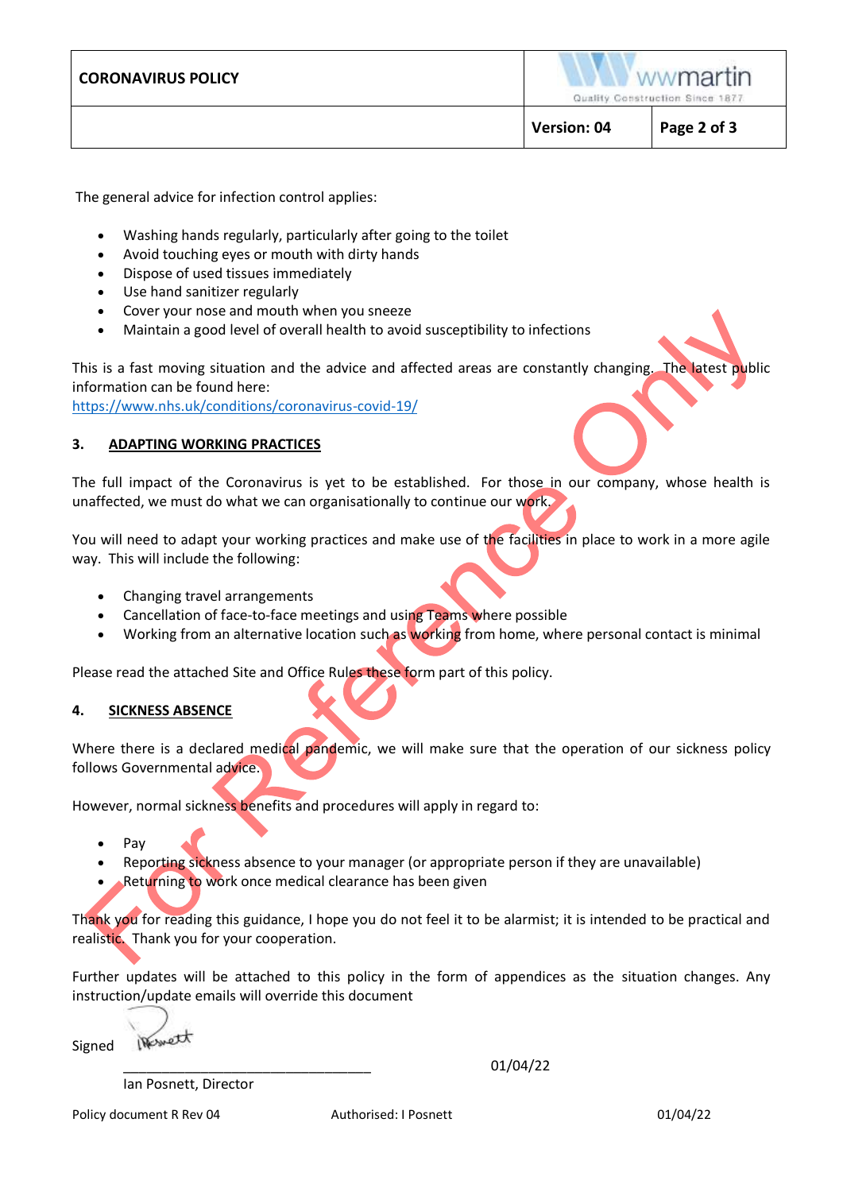The general advice for infection control applies:

- Washing hands regularly, particularly after going to the toilet
- Avoid touching eyes or mouth with dirty hands
- Dispose of used tissues immediately
- Use hand sanitizer regularly
- Cover your nose and mouth when you sneeze
- Maintain a good level of overall health to avoid susceptibility to infections

This is a fast moving situation and the advice and affected areas are constantly changing. The latest public information can be found here:
https://www.nhs.uk/conditions/coronavirus-covid-19/

## 3. ADAPTING WORKING PRACTICES

The full impact of the Coronavirus is yet to be established. For those in our company, whose health is unaffected, we must do what we can organisationally to continue our work.

You will need to adapt your working practices and make use of the facilities in place to work in a more agile way. This will include the following:

- Changing travel arrangements
- Cancellation of face-to-face meetings and using Teams where possible
- Working from an alternative location such as working from home, where personal contact is minimal

Please read the attached Site and Office Rules these form part of this policy.

## 4. SICKNESS ABSENCE

Where there is a declared medical pandemic, we will make sure that the operation of our sickness policy follows Governmental advice.

However, normal sickness benefits and procedures will apply in regard to:

- Pay
- Reporting sickness absence to your manager (or appropriate person if they are unavailable)
- Returning to work once medical clearance has been given

Thank you for reading this guidance, I hope you do not feel it to be alarmist; it is intended to be practical and realistic. Thank you for your cooperation.

Further updates will be attached to this policy in the form of appendices as the situation changes. Any instruction/update emails will override this document

Signed ________________________________ 01/04/22

Ian Posnett, Director

For Reference Only